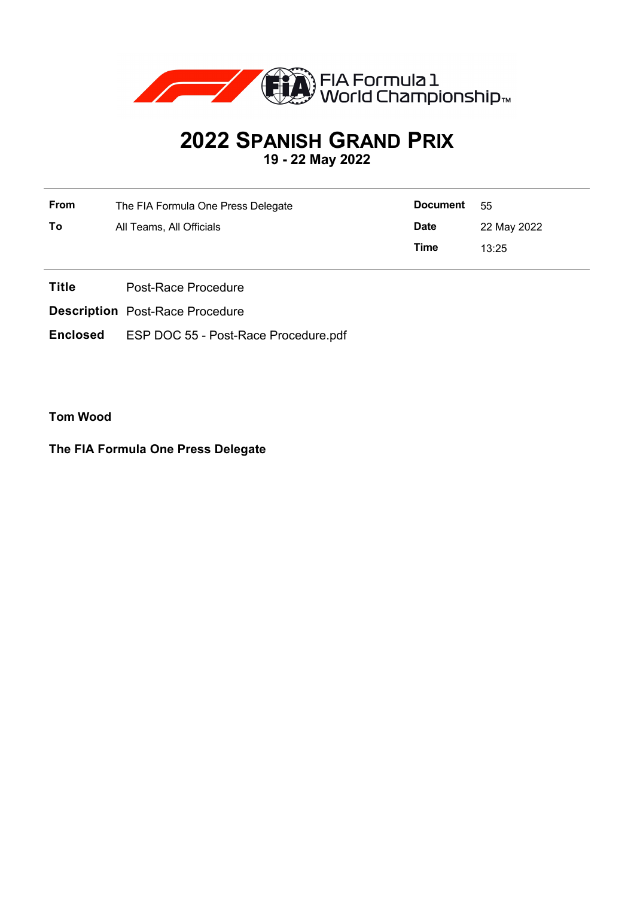FIA Formula 1 World Championship™

# 2022 SPANISH GRAND PRIX

**19 - 22 May 2022**

| | | | |
|---|---|---|---|
| **From** | The FIA Formula One Press Delegate | **Document** | 55 |
| **To** | All Teams, All Officials | **Date** | 22 May 2022 |
| | | **Time** | 13:25 |

**Title** Post-Race Procedure

**Description** Post-Race Procedure

**Enclosed** ESP DOC 55 - Post-Race Procedure.pdf

**Tom Wood**

**The FIA Formula One Press Delegate**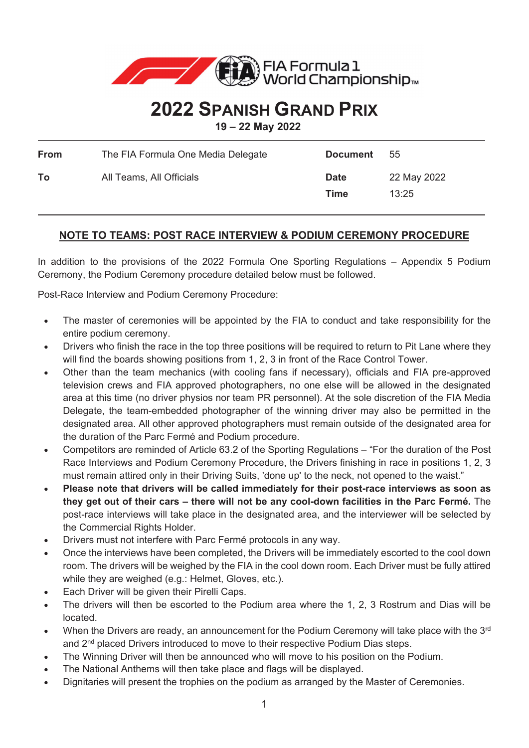FIA Formula 1 World Championship

# 2022 SPANISH GRAND PRIX

**19 – 22 May 2022**

| | | | |
|---|---|---|---|
| **From** | The FIA Formula One Media Delegate | **Document** | 55 |
| **To** | All Teams, All Officials | **Date** | 22 May 2022 |
| | | **Time** | 13:25 |

## NOTE TO TEAMS: POST RACE INTERVIEW & PODIUM CEREMONY PROCEDURE

In addition to the provisions of the 2022 Formula One Sporting Regulations – Appendix 5 Podium Ceremony, the Podium Ceremony procedure detailed below must be followed.

Post-Race Interview and Podium Ceremony Procedure:

- The master of ceremonies will be appointed by the FIA to conduct and take responsibility for the entire podium ceremony.
- Drivers who finish the race in the top three positions will be required to return to Pit Lane where they will find the boards showing positions from 1, 2, 3 in front of the Race Control Tower.
- Other than the team mechanics (with cooling fans if necessary), officials and FIA pre-approved television crews and FIA approved photographers, no one else will be allowed in the designated area at this time (no driver physios nor team PR personnel). At the sole discretion of the FIA Media Delegate, the team-embedded photographer of the winning driver may also be permitted in the designated area. All other approved photographers must remain outside of the designated area for the duration of the Parc Fermé and Podium procedure.
- Competitors are reminded of Article 63.2 of the Sporting Regulations – "For the duration of the Post Race Interviews and Podium Ceremony Procedure, the Drivers finishing in race in positions 1, 2, 3 must remain attired only in their Driving Suits, 'done up' to the neck, not opened to the waist."
- **Please note that drivers will be called immediately for their post-race interviews as soon as they get out of their cars – there will not be any cool-down facilities in the Parc Fermé.** The post-race interviews will take place in the designated area, and the interviewer will be selected by the Commercial Rights Holder.
- Drivers must not interfere with Parc Fermé protocols in any way.
- Once the interviews have been completed, the Drivers will be immediately escorted to the cool down room. The drivers will be weighed by the FIA in the cool down room. Each Driver must be fully attired while they are weighed (e.g.: Helmet, Gloves, etc.).
- Each Driver will be given their Pirelli Caps.
- The drivers will then be escorted to the Podium area where the 1, 2, 3 Rostrum and Dias will be located.
- When the Drivers are ready, an announcement for the Podium Ceremony will take place with the 3rd and 2nd placed Drivers introduced to move to their respective Podium Dias steps.
- The Winning Driver will then be announced who will move to his position on the Podium.
- The National Anthems will then take place and flags will be displayed.
- Dignitaries will present the trophies on the podium as arranged by the Master of Ceremonies.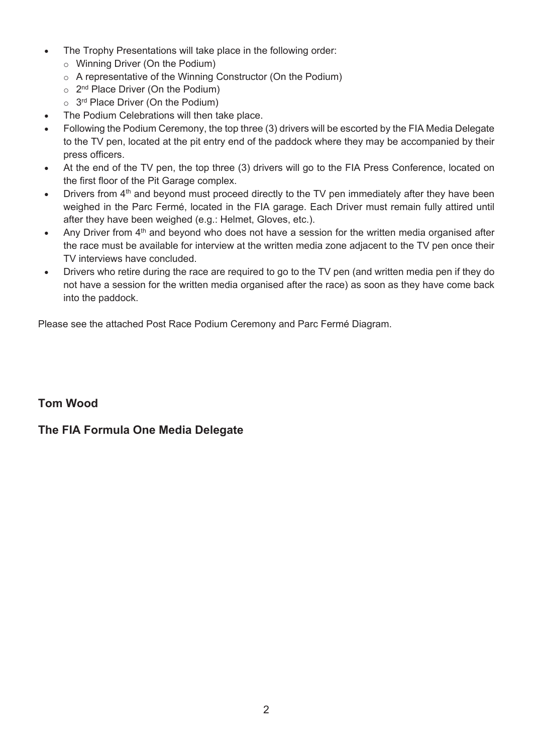- The Trophy Presentations will take place in the following order:
  - Winning Driver (On the Podium)
  - A representative of the Winning Constructor (On the Podium)
  - 2nd Place Driver (On the Podium)
  - 3rd Place Driver (On the Podium)
- The Podium Celebrations will then take place.
- Following the Podium Ceremony, the top three (3) drivers will be escorted by the FIA Media Delegate to the TV pen, located at the pit entry end of the paddock where they may be accompanied by their press officers.
- At the end of the TV pen, the top three (3) drivers will go to the FIA Press Conference, located on the first floor of the Pit Garage complex.
- Drivers from 4th and beyond must proceed directly to the TV pen immediately after they have been weighed in the Parc Fermé, located in the FIA garage. Each Driver must remain fully attired until after they have been weighed (e.g.: Helmet, Gloves, etc.).
- Any Driver from 4th and beyond who does not have a session for the written media organised after the race must be available for interview at the written media zone adjacent to the TV pen once their TV interviews have concluded.
- Drivers who retire during the race are required to go to the TV pen (and written media pen if they do not have a session for the written media organised after the race) as soon as they have come back into the paddock.

Please see the attached Post Race Podium Ceremony and Parc Fermé Diagram.

**Tom Wood**

**The FIA Formula One Media Delegate**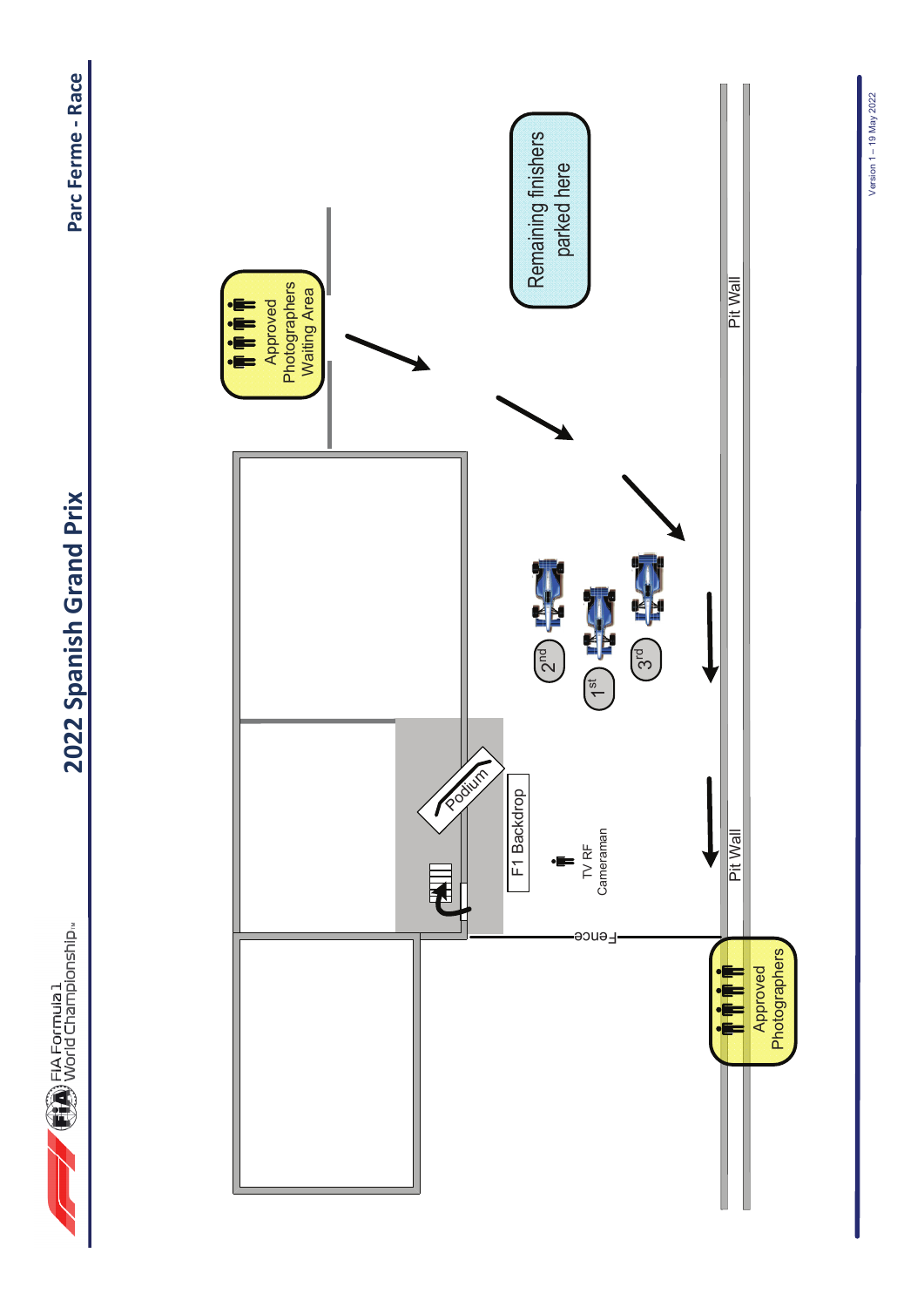# 2022 Spanish Grand Prix

## Parc Ferme - Race

Approved Photographers Waiting Area

Remaining finishers parked here

Pit Wall

Podium

F1 Backdrop

TV RF Cameraman

2nd

1st

3rd

Fence

Approved Photographers

Pit Wall

Version 1 – 19 May 2022